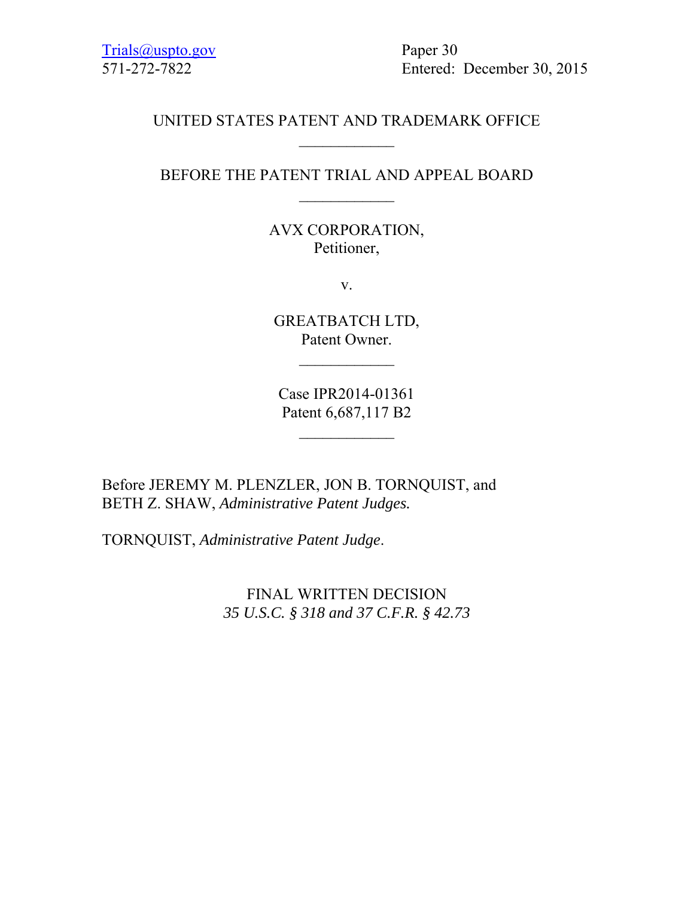Trials@uspto.gov
571-272-7822

Paper 30
Entered: December 30, 2015

UNITED STATES PATENT AND TRADEMARK OFFICE

____________

BEFORE THE PATENT TRIAL AND APPEAL BOARD

____________

AVX CORPORATION,
Petitioner,

v.

GREATBATCH LTD,
Patent Owner.

____________

Case IPR2014-01361
Patent 6,687,117 B2

____________

Before JEREMY M. PLENZLER, JON B. TORNQUIST, and BETH Z. SHAW, *Administrative Patent Judges.*

TORNQUIST, *Administrative Patent Judge*.

FINAL WRITTEN DECISION
*35 U.S.C. § 318 and 37 C.F.R. § 42.73*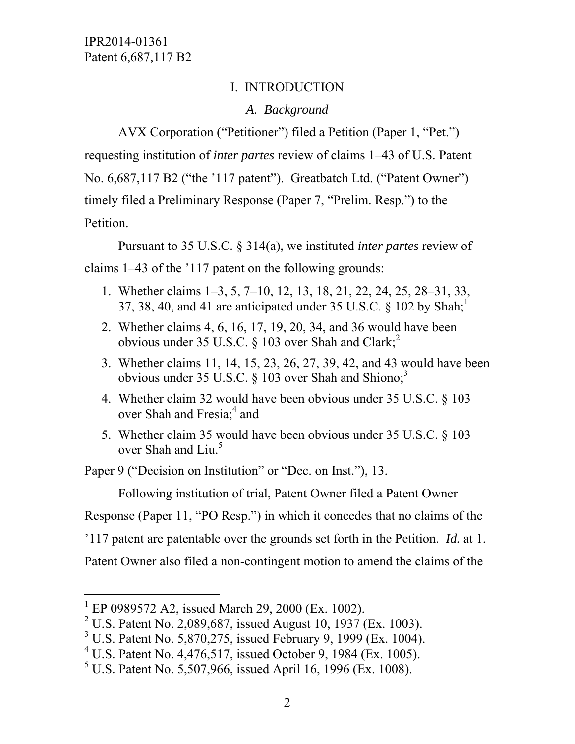# I. INTRODUCTION

## *A. Background*

AVX Corporation ("Petitioner") filed a Petition (Paper 1, "Pet.") requesting institution of *inter partes* review of claims 1–43 of U.S. Patent No. 6,687,117 B2 ("the '117 patent"). Greatbatch Ltd. ("Patent Owner") timely filed a Preliminary Response (Paper 7, "Prelim. Resp.") to the Petition.

Pursuant to 35 U.S.C. § 314(a), we instituted *inter partes* review of claims 1–43 of the '117 patent on the following grounds:

1. Whether claims 1–3, 5, 7–10, 12, 13, 18, 21, 22, 24, 25, 28–31, 33, 37, 38, 40, and 41 are anticipated under 35 U.S.C. § 102 by Shah;[1]
2. Whether claims 4, 6, 16, 17, 19, 20, 34, and 36 would have been obvious under 35 U.S.C. § 103 over Shah and Clark;[2]
3. Whether claims 11, 14, 15, 23, 26, 27, 39, 42, and 43 would have been obvious under 35 U.S.C. § 103 over Shah and Shiono;[3]
4. Whether claim 32 would have been obvious under 35 U.S.C. § 103 over Shah and Fresia;[4] and
5. Whether claim 35 would have been obvious under 35 U.S.C. § 103 over Shah and Liu.[5]

Paper 9 ("Decision on Institution" or "Dec. on Inst."), 13.

Following institution of trial, Patent Owner filed a Patent Owner Response (Paper 11, "PO Resp.") in which it concedes that no claims of the '117 patent are patentable over the grounds set forth in the Petition. *Id.* at 1. Patent Owner also filed a non-contingent motion to amend the claims of the

[1] EP 0989572 A2, issued March 29, 2000 (Ex. 1002).
[2] U.S. Patent No. 2,089,687, issued August 10, 1937 (Ex. 1003).
[3] U.S. Patent No. 5,870,275, issued February 9, 1999 (Ex. 1004).
[4] U.S. Patent No. 4,476,517, issued October 9, 1984 (Ex. 1005).
[5] U.S. Patent No. 5,507,966, issued April 16, 1996 (Ex. 1008).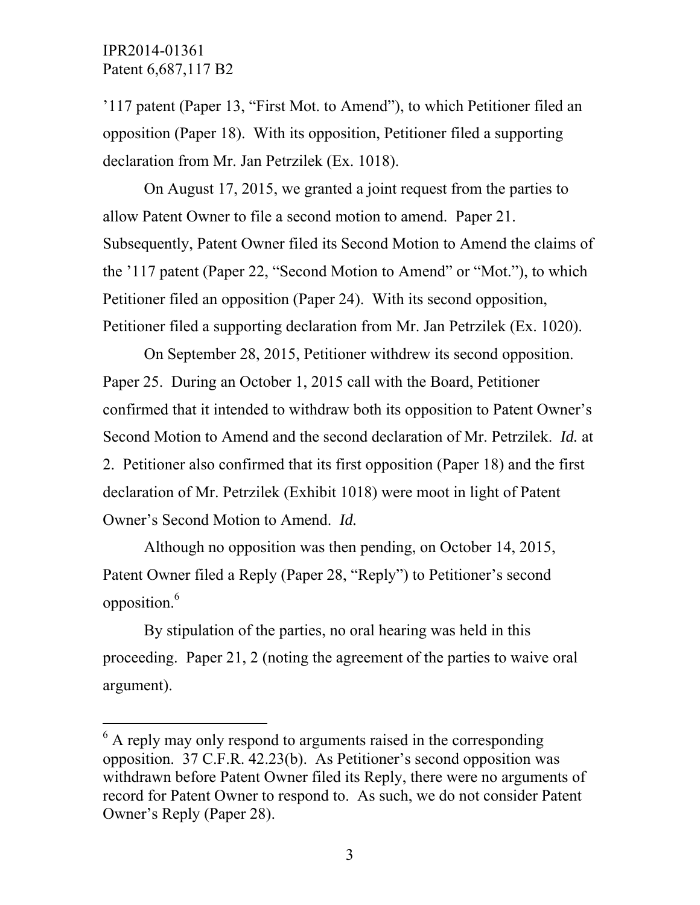’117 patent (Paper 13, “First Mot. to Amend”), to which Petitioner filed an opposition (Paper 18). With its opposition, Petitioner filed a supporting declaration from Mr. Jan Petrzilek (Ex. 1018).

On August 17, 2015, we granted a joint request from the parties to allow Patent Owner to file a second motion to amend. Paper 21. Subsequently, Patent Owner filed its Second Motion to Amend the claims of the ’117 patent (Paper 22, “Second Motion to Amend” or “Mot.”), to which Petitioner filed an opposition (Paper 24). With its second opposition, Petitioner filed a supporting declaration from Mr. Jan Petrzilek (Ex. 1020).

On September 28, 2015, Petitioner withdrew its second opposition. Paper 25. During an October 1, 2015 call with the Board, Petitioner confirmed that it intended to withdraw both its opposition to Patent Owner’s Second Motion to Amend and the second declaration of Mr. Petrzilek. *Id.* at 2. Petitioner also confirmed that its first opposition (Paper 18) and the first declaration of Mr. Petrzilek (Exhibit 1018) were moot in light of Patent Owner’s Second Motion to Amend. *Id.*

Although no opposition was then pending, on October 14, 2015, Patent Owner filed a Reply (Paper 28, “Reply”) to Petitioner’s second opposition.[6]

By stipulation of the parties, no oral hearing was held in this proceeding. Paper 21, 2 (noting the agreement of the parties to waive oral argument).

---

[6] A reply may only respond to arguments raised in the corresponding opposition. 37 C.F.R. 42.23(b). As Petitioner’s second opposition was withdrawn before Patent Owner filed its Reply, there were no arguments of record for Patent Owner to respond to. As such, we do not consider Patent Owner’s Reply (Paper 28).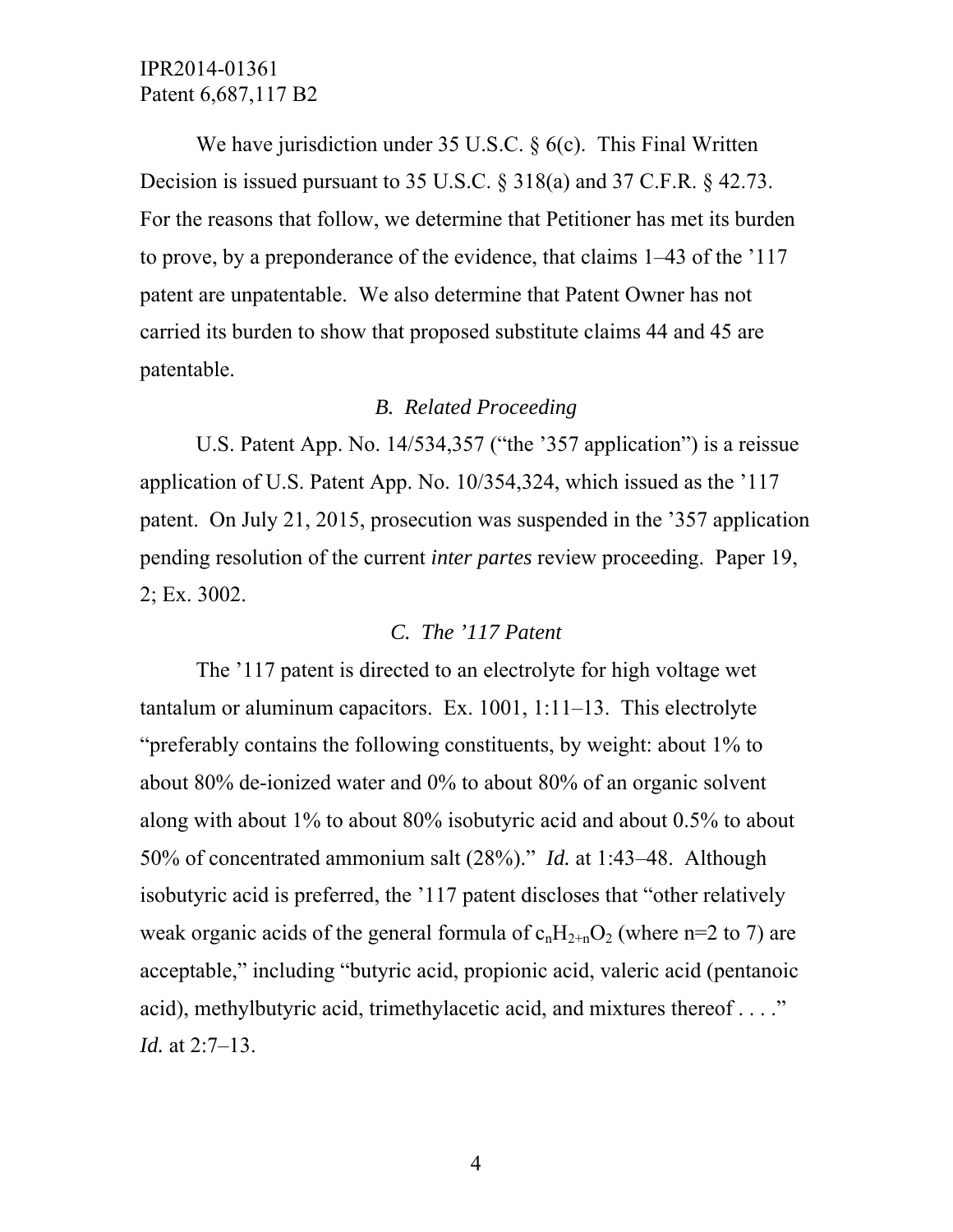We have jurisdiction under 35 U.S.C. § 6(c). This Final Written Decision is issued pursuant to 35 U.S.C. § 318(a) and 37 C.F.R. § 42.73. For the reasons that follow, we determine that Petitioner has met its burden to prove, by a preponderance of the evidence, that claims 1–43 of the ’117 patent are unpatentable. We also determine that Patent Owner has not carried its burden to show that proposed substitute claims 44 and 45 are patentable.

### *B. Related Proceeding*

U.S. Patent App. No. 14/534,357 (“the ’357 application”) is a reissue application of U.S. Patent App. No. 10/354,324, which issued as the ’117 patent. On July 21, 2015, prosecution was suspended in the ’357 application pending resolution of the current *inter partes* review proceeding. Paper 19, 2; Ex. 3002.

### *C. The ’117 Patent*

The ’117 patent is directed to an electrolyte for high voltage wet tantalum or aluminum capacitors. Ex. 1001, 1:11–13. This electrolyte “preferably contains the following constituents, by weight: about 1% to about 80% de-ionized water and 0% to about 80% of an organic solvent along with about 1% to about 80% isobutyric acid and about 0.5% to about 50% of concentrated ammonium salt (28%).” *Id.* at 1:43–48. Although isobutyric acid is preferred, the ’117 patent discloses that “other relatively weak organic acids of the general formula of $c_nH_{2+n}O_2$ (where n=2 to 7) are acceptable,” including “butyric acid, propionic acid, valeric acid (pentanoic acid), methylbutyric acid, trimethylacetic acid, and mixtures thereof . . . .” *Id.* at 2:7–13.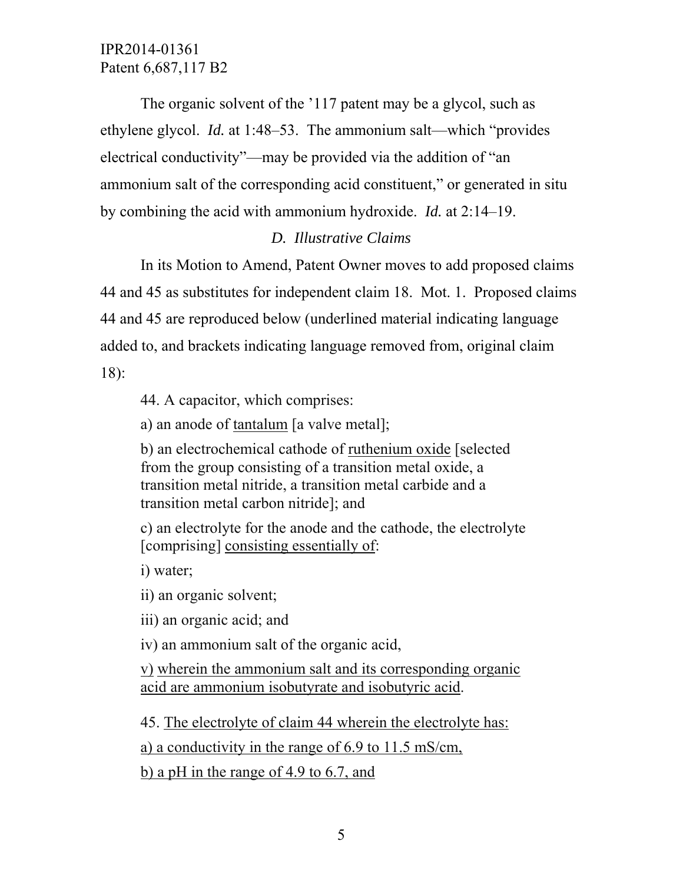The organic solvent of the ’117 patent may be a glycol, such as ethylene glycol. *Id.* at 1:48–53. The ammonium salt—which “provides electrical conductivity”—may be provided via the addition of “an ammonium salt of the corresponding acid constituent,” or generated in situ by combining the acid with ammonium hydroxide. *Id.* at 2:14–19.

### *D. Illustrative Claims*

In its Motion to Amend, Patent Owner moves to add proposed claims 44 and 45 as substitutes for independent claim 18. Mot. 1. Proposed claims 44 and 45 are reproduced below (underlined material indicating language added to, and brackets indicating language removed from, original claim 18):

> 44. A capacitor, which comprises:
>
> a) an anode of <u>tantalum</u> [a valve metal];
>
> b) an electrochemical cathode of <u>ruthenium oxide</u> [selected from the group consisting of a transition metal oxide, a transition metal nitride, a transition metal carbide and a transition metal carbon nitride]; and
>
> c) an electrolyte for the anode and the cathode, the electrolyte [comprising] <u>consisting essentially of</u>:
>
> i) water;
>
> ii) an organic solvent;
>
> iii) an organic acid; and
>
> iv) an ammonium salt of the organic acid,
>
> <u>v)</u> <u>wherein the ammonium salt and its corresponding organic acid are ammonium isobutyrate and isobutyric acid</u>.
>
> 45. <u>The electrolyte of claim 44 wherein the electrolyte has:</u>
>
> <u>a) a conductivity in the range of 6.9 to 11.5 mS/cm,</u>
>
> <u>b) a pH in the range of 4.9 to 6.7, and</u>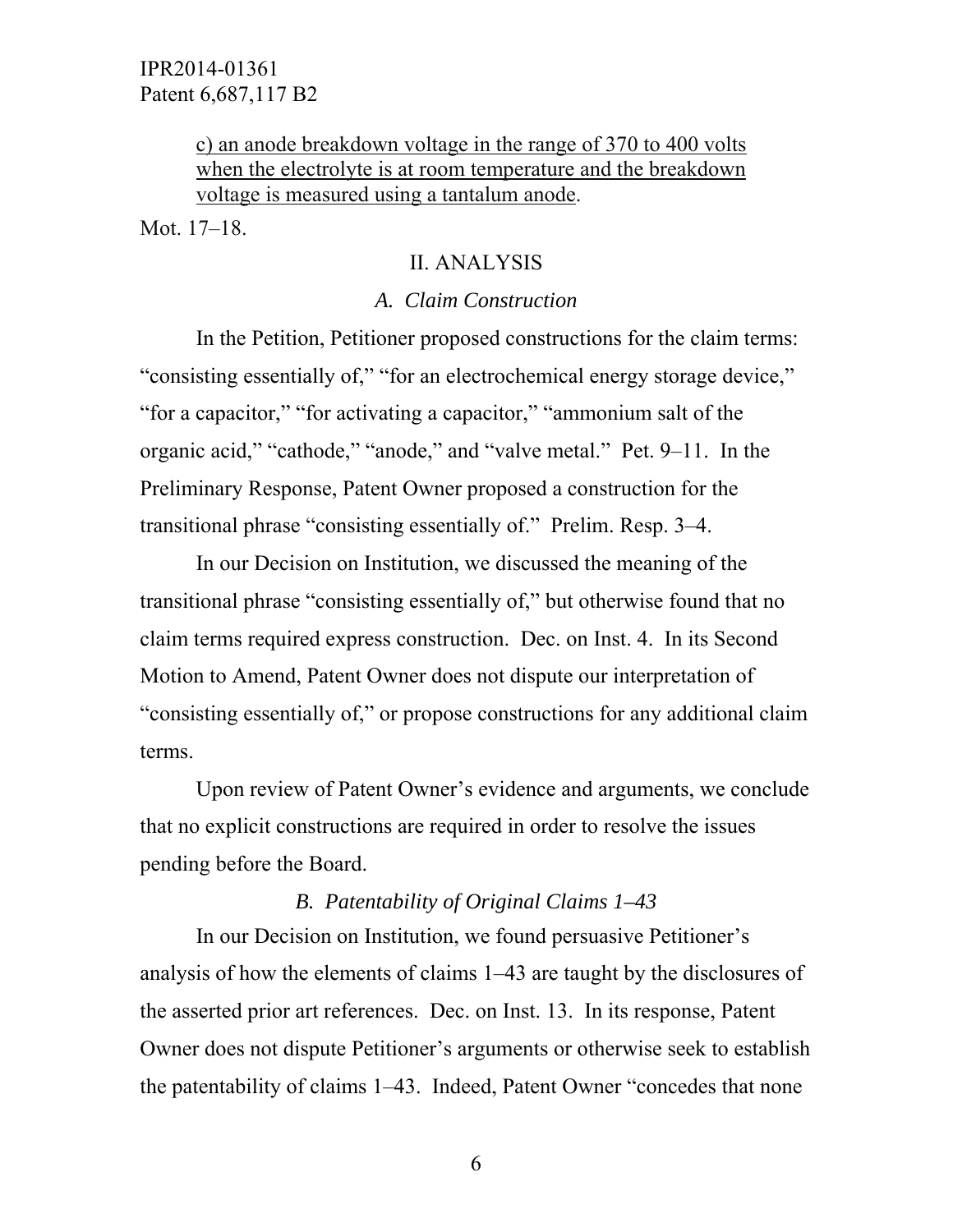c) an anode breakdown voltage in the range of 370 to 400 volts when the electrolyte is at room temperature and the breakdown voltage is measured using a tantalum anode.

Mot. 17–18.

## II. ANALYSIS

### *A. Claim Construction*

In the Petition, Petitioner proposed constructions for the claim terms: "consisting essentially of," "for an electrochemical energy storage device," "for a capacitor," "for activating a capacitor," "ammonium salt of the organic acid," "cathode," "anode," and "valve metal." Pet. 9–11. In the Preliminary Response, Patent Owner proposed a construction for the transitional phrase "consisting essentially of." Prelim. Resp. 3–4.

In our Decision on Institution, we discussed the meaning of the transitional phrase "consisting essentially of," but otherwise found that no claim terms required express construction. Dec. on Inst. 4. In its Second Motion to Amend, Patent Owner does not dispute our interpretation of "consisting essentially of," or propose constructions for any additional claim terms.

Upon review of Patent Owner's evidence and arguments, we conclude that no explicit constructions are required in order to resolve the issues pending before the Board.

### *B. Patentability of Original Claims 1–43*

In our Decision on Institution, we found persuasive Petitioner's analysis of how the elements of claims 1–43 are taught by the disclosures of the asserted prior art references. Dec. on Inst. 13. In its response, Patent Owner does not dispute Petitioner's arguments or otherwise seek to establish the patentability of claims 1–43. Indeed, Patent Owner "concedes that none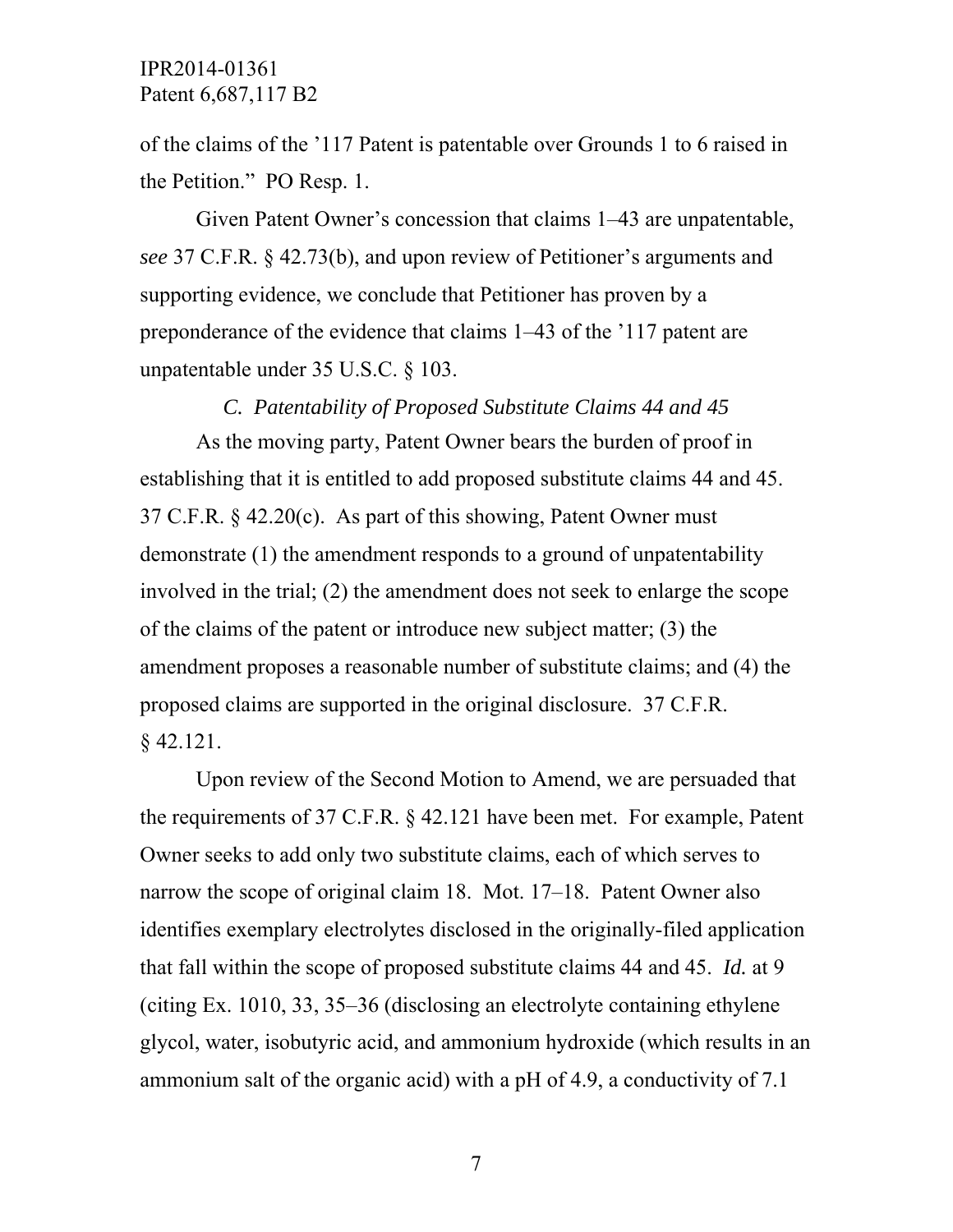of the claims of the '117 Patent is patentable over Grounds 1 to 6 raised in the Petition." PO Resp. 1.

Given Patent Owner's concession that claims 1–43 are unpatentable, *see* 37 C.F.R. § 42.73(b), and upon review of Petitioner's arguments and supporting evidence, we conclude that Petitioner has proven by a preponderance of the evidence that claims 1–43 of the '117 patent are unpatentable under 35 U.S.C. § 103.

### *C. Patentability of Proposed Substitute Claims 44 and 45*

As the moving party, Patent Owner bears the burden of proof in establishing that it is entitled to add proposed substitute claims 44 and 45. 37 C.F.R. § 42.20(c). As part of this showing, Patent Owner must demonstrate (1) the amendment responds to a ground of unpatentability involved in the trial; (2) the amendment does not seek to enlarge the scope of the claims of the patent or introduce new subject matter; (3) the amendment proposes a reasonable number of substitute claims; and (4) the proposed claims are supported in the original disclosure. 37 C.F.R. § 42.121.

Upon review of the Second Motion to Amend, we are persuaded that the requirements of 37 C.F.R. § 42.121 have been met. For example, Patent Owner seeks to add only two substitute claims, each of which serves to narrow the scope of original claim 18. Mot. 17–18. Patent Owner also identifies exemplary electrolytes disclosed in the originally-filed application that fall within the scope of proposed substitute claims 44 and 45. *Id.* at 9 (citing Ex. 1010, 33, 35–36 (disclosing an electrolyte containing ethylene glycol, water, isobutyric acid, and ammonium hydroxide (which results in an ammonium salt of the organic acid) with a pH of 4.9, a conductivity of 7.1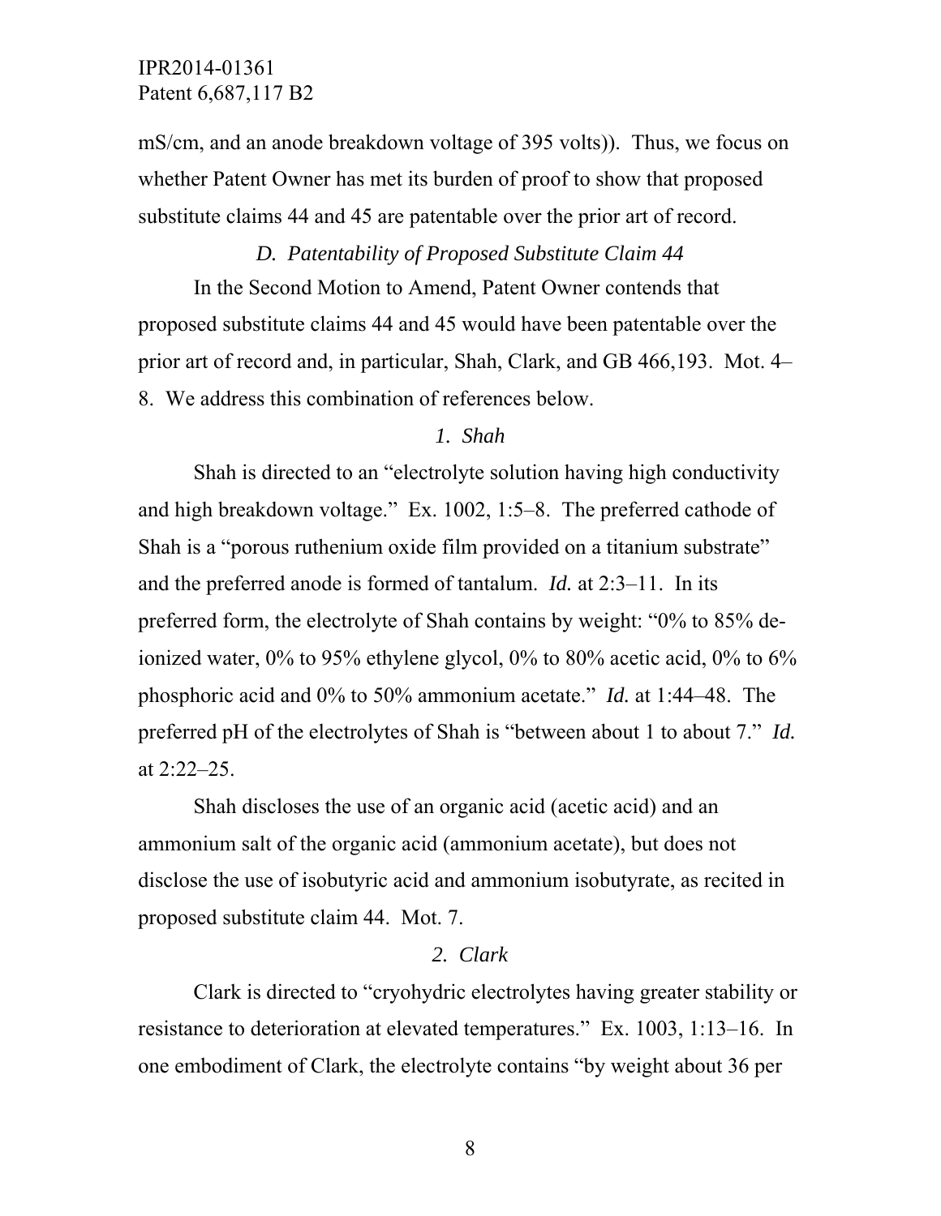mS/cm, and an anode breakdown voltage of 395 volts)). Thus, we focus on whether Patent Owner has met its burden of proof to show that proposed substitute claims 44 and 45 are patentable over the prior art of record.

### *D. Patentability of Proposed Substitute Claim 44*

In the Second Motion to Amend, Patent Owner contends that proposed substitute claims 44 and 45 would have been patentable over the prior art of record and, in particular, Shah, Clark, and GB 466,193. Mot. 4–8. We address this combination of references below.

#### *1. Shah*

Shah is directed to an "electrolyte solution having high conductivity and high breakdown voltage." Ex. 1002, 1:5–8. The preferred cathode of Shah is a "porous ruthenium oxide film provided on a titanium substrate" and the preferred anode is formed of tantalum. *Id.* at 2:3–11. In its preferred form, the electrolyte of Shah contains by weight: "0% to 85% de-ionized water, 0% to 95% ethylene glycol, 0% to 80% acetic acid, 0% to 6% phosphoric acid and 0% to 50% ammonium acetate." *Id.* at 1:44–48. The preferred pH of the electrolytes of Shah is "between about 1 to about 7." *Id.* at 2:22–25.

Shah discloses the use of an organic acid (acetic acid) and an ammonium salt of the organic acid (ammonium acetate), but does not disclose the use of isobutyric acid and ammonium isobutyrate, as recited in proposed substitute claim 44. Mot. 7.

#### *2. Clark*

Clark is directed to "cryohydric electrolytes having greater stability or resistance to deterioration at elevated temperatures." Ex. 1003, 1:13–16. In one embodiment of Clark, the electrolyte contains "by weight about 36 per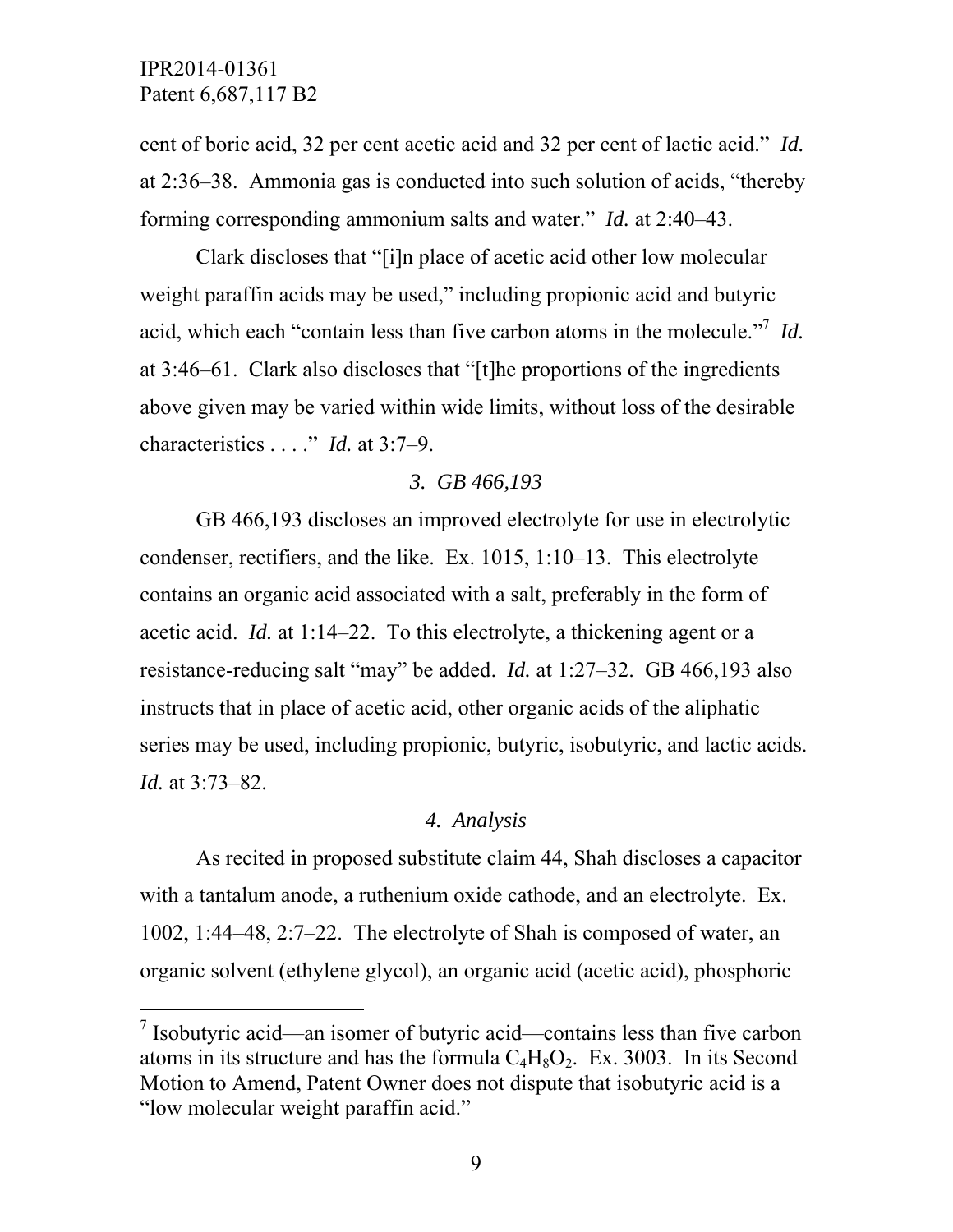cent of boric acid, 32 per cent acetic acid and 32 per cent of lactic acid." *Id.* at 2:36–38. Ammonia gas is conducted into such solution of acids, "thereby forming corresponding ammonium salts and water." *Id.* at 2:40–43.

Clark discloses that "[i]n place of acetic acid other low molecular weight paraffin acids may be used," including propionic acid and butyric acid, which each "contain less than five carbon atoms in the molecule."[7] *Id.* at 3:46–61. Clark also discloses that "[t]he proportions of the ingredients above given may be varied within wide limits, without loss of the desirable characteristics . . . ." *Id.* at 3:7–9.

### *3. GB 466,193*

GB 466,193 discloses an improved electrolyte for use in electrolytic condenser, rectifiers, and the like. Ex. 1015, 1:10–13. This electrolyte contains an organic acid associated with a salt, preferably in the form of acetic acid. *Id.* at 1:14–22. To this electrolyte, a thickening agent or a resistance-reducing salt "may" be added. *Id.* at 1:27–32. GB 466,193 also instructs that in place of acetic acid, other organic acids of the aliphatic series may be used, including propionic, butyric, isobutyric, and lactic acids. *Id.* at 3:73–82.

### *4. Analysis*

As recited in proposed substitute claim 44, Shah discloses a capacitor with a tantalum anode, a ruthenium oxide cathode, and an electrolyte. Ex. 1002, 1:44–48, 2:7–22. The electrolyte of Shah is composed of water, an organic solvent (ethylene glycol), an organic acid (acetic acid), phosphoric

[7] Isobutyric acid—an isomer of butyric acid—contains less than five carbon atoms in its structure and has the formula $C_4H_8O_2$. Ex. 3003. In its Second Motion to Amend, Patent Owner does not dispute that isobutyric acid is a "low molecular weight paraffin acid."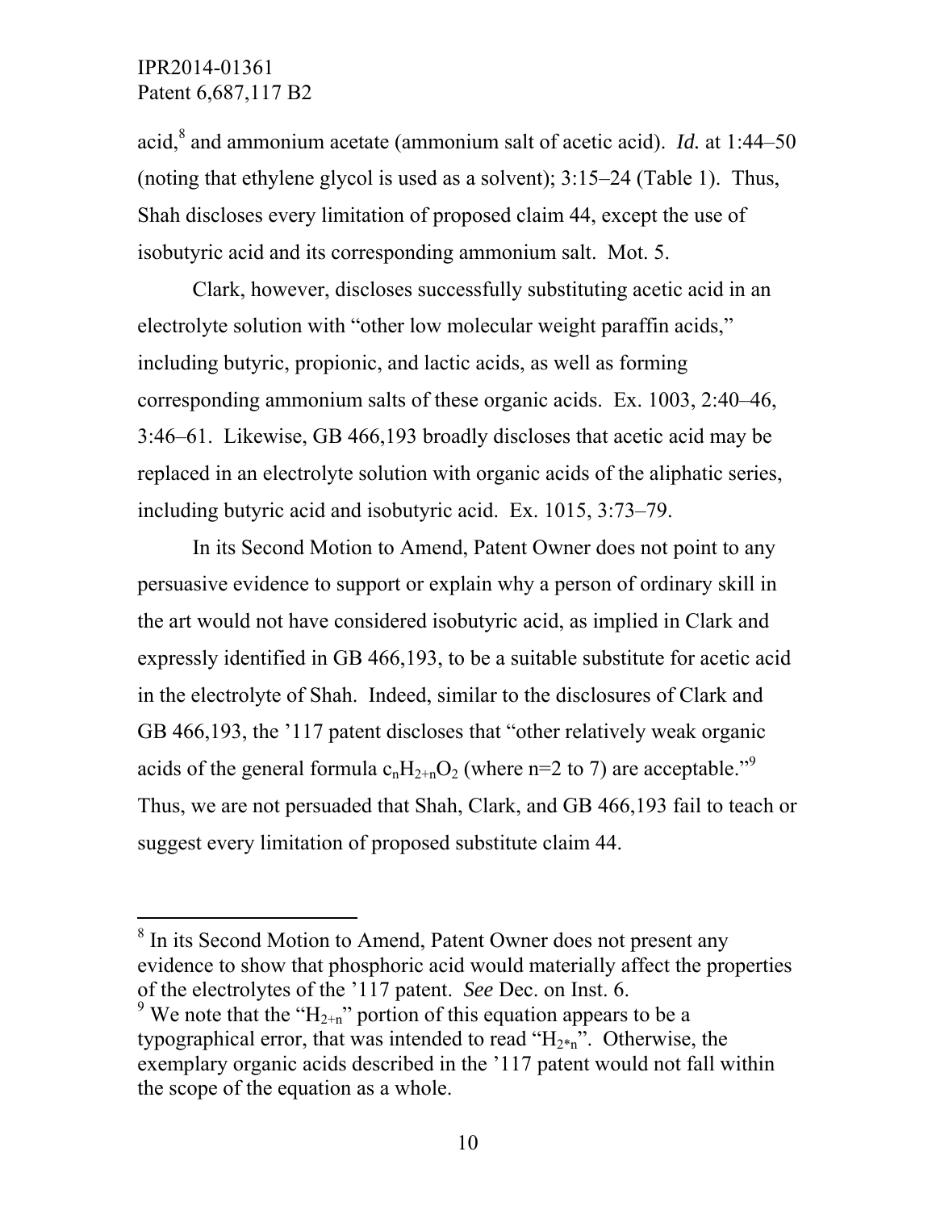acid,[8] and ammonium acetate (ammonium salt of acetic acid). *Id.* at 1:44–50 (noting that ethylene glycol is used as a solvent); 3:15–24 (Table 1). Thus, Shah discloses every limitation of proposed claim 44, except the use of isobutyric acid and its corresponding ammonium salt. Mot. 5.

Clark, however, discloses successfully substituting acetic acid in an electrolyte solution with "other low molecular weight paraffin acids," including butyric, propionic, and lactic acids, as well as forming corresponding ammonium salts of these organic acids. Ex. 1003, 2:40–46, 3:46–61. Likewise, GB 466,193 broadly discloses that acetic acid may be replaced in an electrolyte solution with organic acids of the aliphatic series, including butyric acid and isobutyric acid. Ex. 1015, 3:73–79.

In its Second Motion to Amend, Patent Owner does not point to any persuasive evidence to support or explain why a person of ordinary skill in the art would not have considered isobutyric acid, as implied in Clark and expressly identified in GB 466,193, to be a suitable substitute for acetic acid in the electrolyte of Shah. Indeed, similar to the disclosures of Clark and GB 466,193, the '117 patent discloses that "other relatively weak organic acids of the general formula $c_nH_{2+n}O_2$ (where n=2 to 7) are acceptable."[9] Thus, we are not persuaded that Shah, Clark, and GB 466,193 fail to teach or suggest every limitation of proposed substitute claim 44.

---

[8] In its Second Motion to Amend, Patent Owner does not present any evidence to show that phosphoric acid would materially affect the properties of the electrolytes of the '117 patent. *See* Dec. on Inst. 6.

[9] We note that the "$H_{2+n}$" portion of this equation appears to be a typographical error, that was intended to read "$H_{2*n}$". Otherwise, the exemplary organic acids described in the '117 patent would not fall within the scope of the equation as a whole.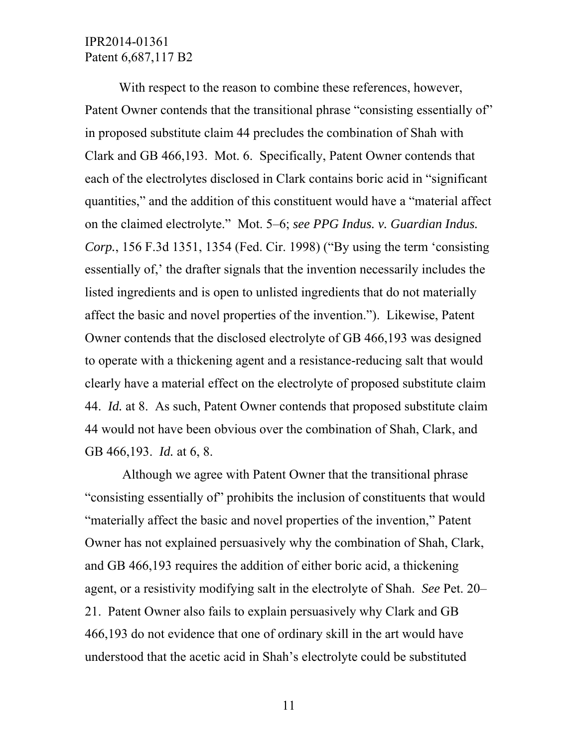With respect to the reason to combine these references, however, Patent Owner contends that the transitional phrase "consisting essentially of" in proposed substitute claim 44 precludes the combination of Shah with Clark and GB 466,193. Mot. 6. Specifically, Patent Owner contends that each of the electrolytes disclosed in Clark contains boric acid in "significant quantities," and the addition of this constituent would have a "material affect on the claimed electrolyte." Mot. 5–6; *see PPG Indus. v. Guardian Indus. Corp.*, 156 F.3d 1351, 1354 (Fed. Cir. 1998) ("By using the term 'consisting essentially of,' the drafter signals that the invention necessarily includes the listed ingredients and is open to unlisted ingredients that do not materially affect the basic and novel properties of the invention."). Likewise, Patent Owner contends that the disclosed electrolyte of GB 466,193 was designed to operate with a thickening agent and a resistance-reducing salt that would clearly have a material effect on the electrolyte of proposed substitute claim 44. *Id.* at 8. As such, Patent Owner contends that proposed substitute claim 44 would not have been obvious over the combination of Shah, Clark, and GB 466,193. *Id.* at 6, 8.

Although we agree with Patent Owner that the transitional phrase "consisting essentially of" prohibits the inclusion of constituents that would "materially affect the basic and novel properties of the invention," Patent Owner has not explained persuasively why the combination of Shah, Clark, and GB 466,193 requires the addition of either boric acid, a thickening agent, or a resistivity modifying salt in the electrolyte of Shah. *See* Pet. 20–21. Patent Owner also fails to explain persuasively why Clark and GB 466,193 do not evidence that one of ordinary skill in the art would have understood that the acetic acid in Shah's electrolyte could be substituted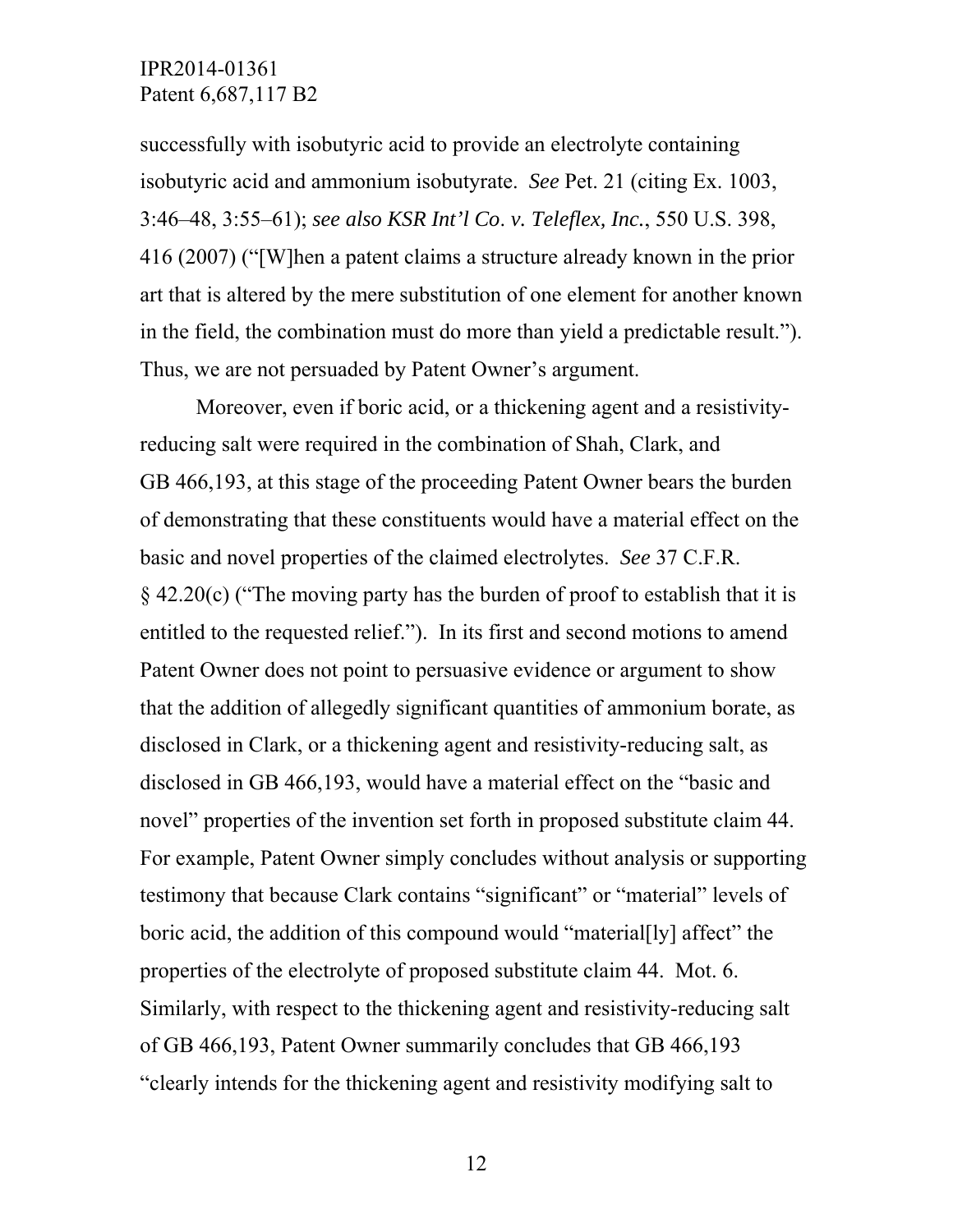successfully with isobutyric acid to provide an electrolyte containing isobutyric acid and ammonium isobutyrate. *See* Pet. 21 (citing Ex. 1003, 3:46–48, 3:55–61); *see also KSR Int'l Co. v. Teleflex, Inc.*, 550 U.S. 398, 416 (2007) ("[W]hen a patent claims a structure already known in the prior art that is altered by the mere substitution of one element for another known in the field, the combination must do more than yield a predictable result."). Thus, we are not persuaded by Patent Owner's argument.

Moreover, even if boric acid, or a thickening agent and a resistivity-reducing salt were required in the combination of Shah, Clark, and GB 466,193, at this stage of the proceeding Patent Owner bears the burden of demonstrating that these constituents would have a material effect on the basic and novel properties of the claimed electrolytes. *See* 37 C.F.R. § 42.20(c) ("The moving party has the burden of proof to establish that it is entitled to the requested relief."). In its first and second motions to amend Patent Owner does not point to persuasive evidence or argument to show that the addition of allegedly significant quantities of ammonium borate, as disclosed in Clark, or a thickening agent and resistivity-reducing salt, as disclosed in GB 466,193, would have a material effect on the "basic and novel" properties of the invention set forth in proposed substitute claim 44. For example, Patent Owner simply concludes without analysis or supporting testimony that because Clark contains "significant" or "material" levels of boric acid, the addition of this compound would "material[ly] affect" the properties of the electrolyte of proposed substitute claim 44. Mot. 6. Similarly, with respect to the thickening agent and resistivity-reducing salt of GB 466,193, Patent Owner summarily concludes that GB 466,193 "clearly intends for the thickening agent and resistivity modifying salt to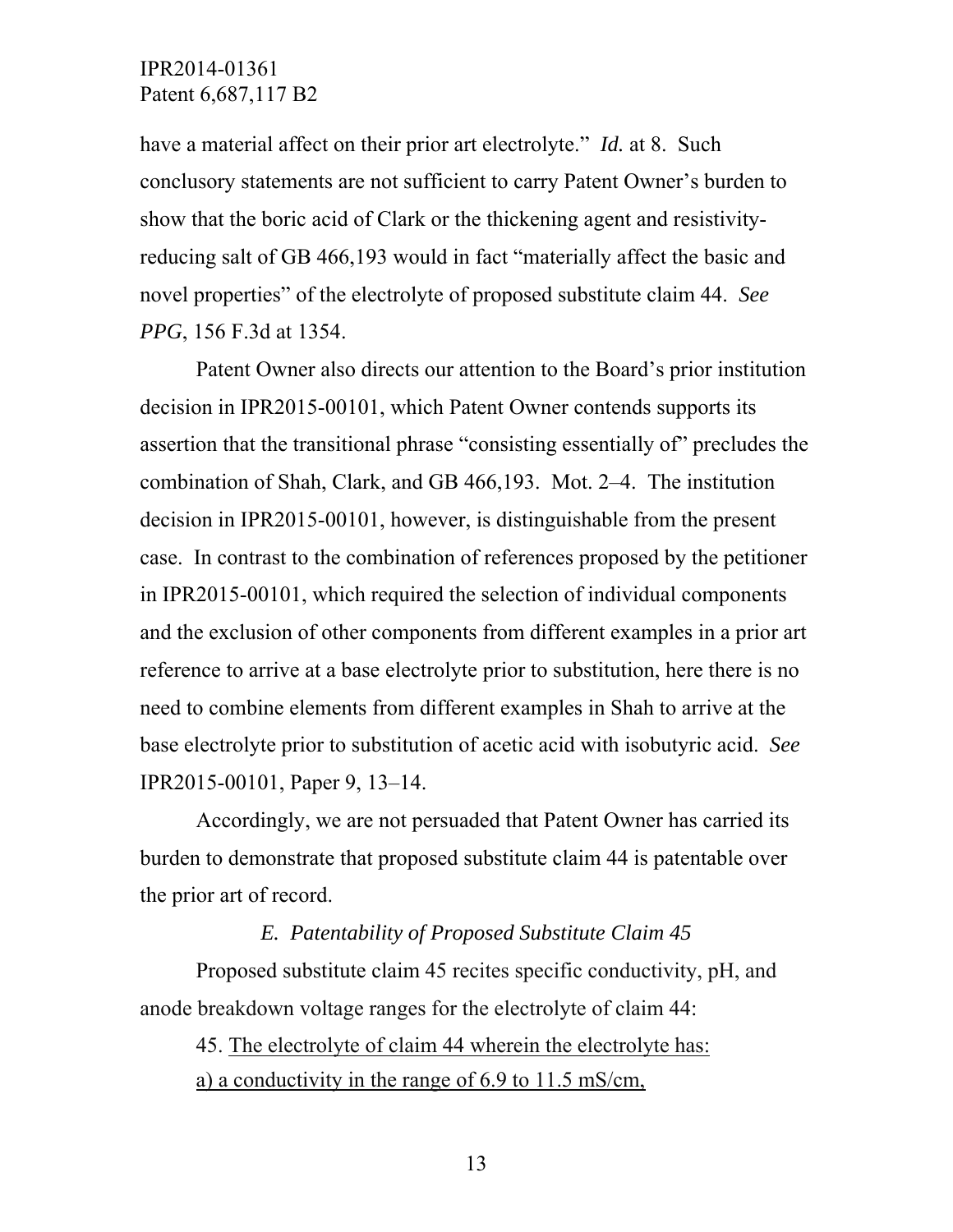have a material affect on their prior art electrolyte." *Id.* at 8. Such conclusory statements are not sufficient to carry Patent Owner's burden to show that the boric acid of Clark or the thickening agent and resistivity-reducing salt of GB 466,193 would in fact "materially affect the basic and novel properties" of the electrolyte of proposed substitute claim 44. *See PPG*, 156 F.3d at 1354.

Patent Owner also directs our attention to the Board's prior institution decision in IPR2015-00101, which Patent Owner contends supports its assertion that the transitional phrase "consisting essentially of" precludes the combination of Shah, Clark, and GB 466,193. Mot. 2–4. The institution decision in IPR2015-00101, however, is distinguishable from the present case. In contrast to the combination of references proposed by the petitioner in IPR2015-00101, which required the selection of individual components and the exclusion of other components from different examples in a prior art reference to arrive at a base electrolyte prior to substitution, here there is no need to combine elements from different examples in Shah to arrive at the base electrolyte prior to substitution of acetic acid with isobutyric acid. *See* IPR2015-00101, Paper 9, 13–14.

Accordingly, we are not persuaded that Patent Owner has carried its burden to demonstrate that proposed substitute claim 44 is patentable over the prior art of record.

### *E. Patentability of Proposed Substitute Claim 45*

Proposed substitute claim 45 recites specific conductivity, pH, and anode breakdown voltage ranges for the electrolyte of claim 44:

45. <u>The electrolyte of claim 44 wherein the electrolyte has:</u>

<u>a) a conductivity in the range of 6.9 to 11.5 mS/cm,</u>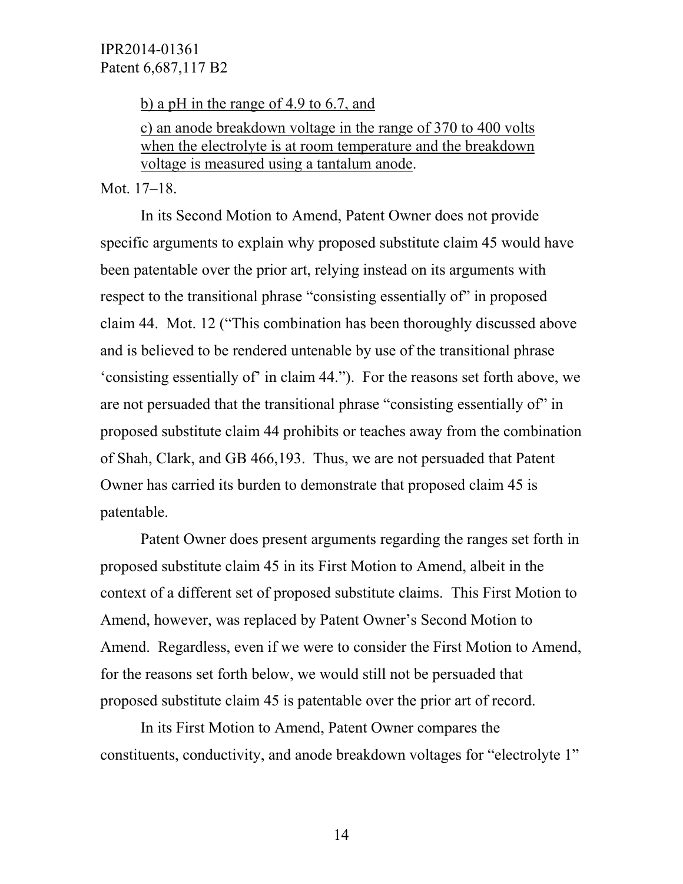<u>b) a pH in the range of 4.9 to 6.7, and</u>

<u>c) an anode breakdown voltage in the range of 370 to 400 volts when the electrolyte is at room temperature and the breakdown voltage is measured using a tantalum anode</u>.

Mot. 17–18.

In its Second Motion to Amend, Patent Owner does not provide specific arguments to explain why proposed substitute claim 45 would have been patentable over the prior art, relying instead on its arguments with respect to the transitional phrase "consisting essentially of" in proposed claim 44. Mot. 12 ("This combination has been thoroughly discussed above and is believed to be rendered untenable by use of the transitional phrase 'consisting essentially of' in claim 44."). For the reasons set forth above, we are not persuaded that the transitional phrase "consisting essentially of" in proposed substitute claim 44 prohibits or teaches away from the combination of Shah, Clark, and GB 466,193. Thus, we are not persuaded that Patent Owner has carried its burden to demonstrate that proposed claim 45 is patentable.

Patent Owner does present arguments regarding the ranges set forth in proposed substitute claim 45 in its First Motion to Amend, albeit in the context of a different set of proposed substitute claims. This First Motion to Amend, however, was replaced by Patent Owner's Second Motion to Amend. Regardless, even if we were to consider the First Motion to Amend, for the reasons set forth below, we would still not be persuaded that proposed substitute claim 45 is patentable over the prior art of record.

In its First Motion to Amend, Patent Owner compares the constituents, conductivity, and anode breakdown voltages for "electrolyte 1"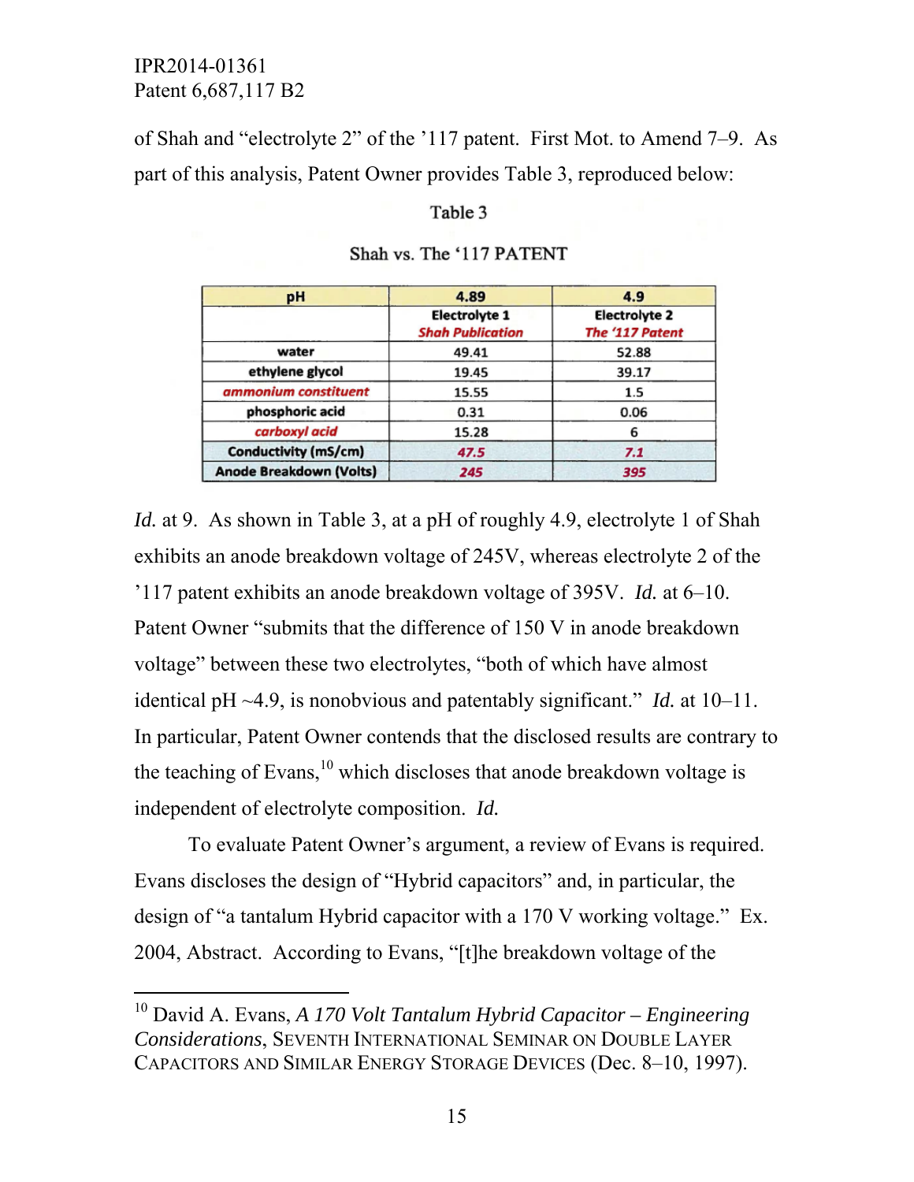of Shah and "electrolyte 2" of the '117 patent. First Mot. to Amend 7–9. As part of this analysis, Patent Owner provides Table 3, reproduced below:

Table 3

Shah vs. The '117 PATENT

| pH | 4.89 | 4.9 |
|---|---|---|
| | **Electrolyte 1** *Shah Publication* | **Electrolyte 2** *The '117 Patent* |
| water | 49.41 | 52.88 |
| ethylene glycol | 19.45 | 39.17 |
| *ammonium constituent* | 15.55 | 1.5 |
| phosphoric acid | 0.31 | 0.06 |
| *carboxyl acid* | 15.28 | 6 |
| Conductivity (mS/cm) | *47.5* | *7.1* |
| Anode Breakdown (Volts) | *245* | *395* |

*Id.* at 9. As shown in Table 3, at a pH of roughly 4.9, electrolyte 1 of Shah exhibits an anode breakdown voltage of 245V, whereas electrolyte 2 of the '117 patent exhibits an anode breakdown voltage of 395V. *Id.* at 6–10. Patent Owner "submits that the difference of 150 V in anode breakdown voltage" between these two electrolytes, "both of which have almost identical pH ~4.9, is nonobvious and patentably significant." *Id.* at 10–11. In particular, Patent Owner contends that the disclosed results are contrary to the teaching of Evans,[10] which discloses that anode breakdown voltage is independent of electrolyte composition. *Id.*

To evaluate Patent Owner's argument, a review of Evans is required. Evans discloses the design of "Hybrid capacitors" and, in particular, the design of "a tantalum Hybrid capacitor with a 170 V working voltage." Ex. 2004, Abstract. According to Evans, "[t]he breakdown voltage of the

[10] David A. Evans, *A 170 Volt Tantalum Hybrid Capacitor – Engineering Considerations*, SEVENTH INTERNATIONAL SEMINAR ON DOUBLE LAYER CAPACITORS AND SIMILAR ENERGY STORAGE DEVICES (Dec. 8–10, 1997).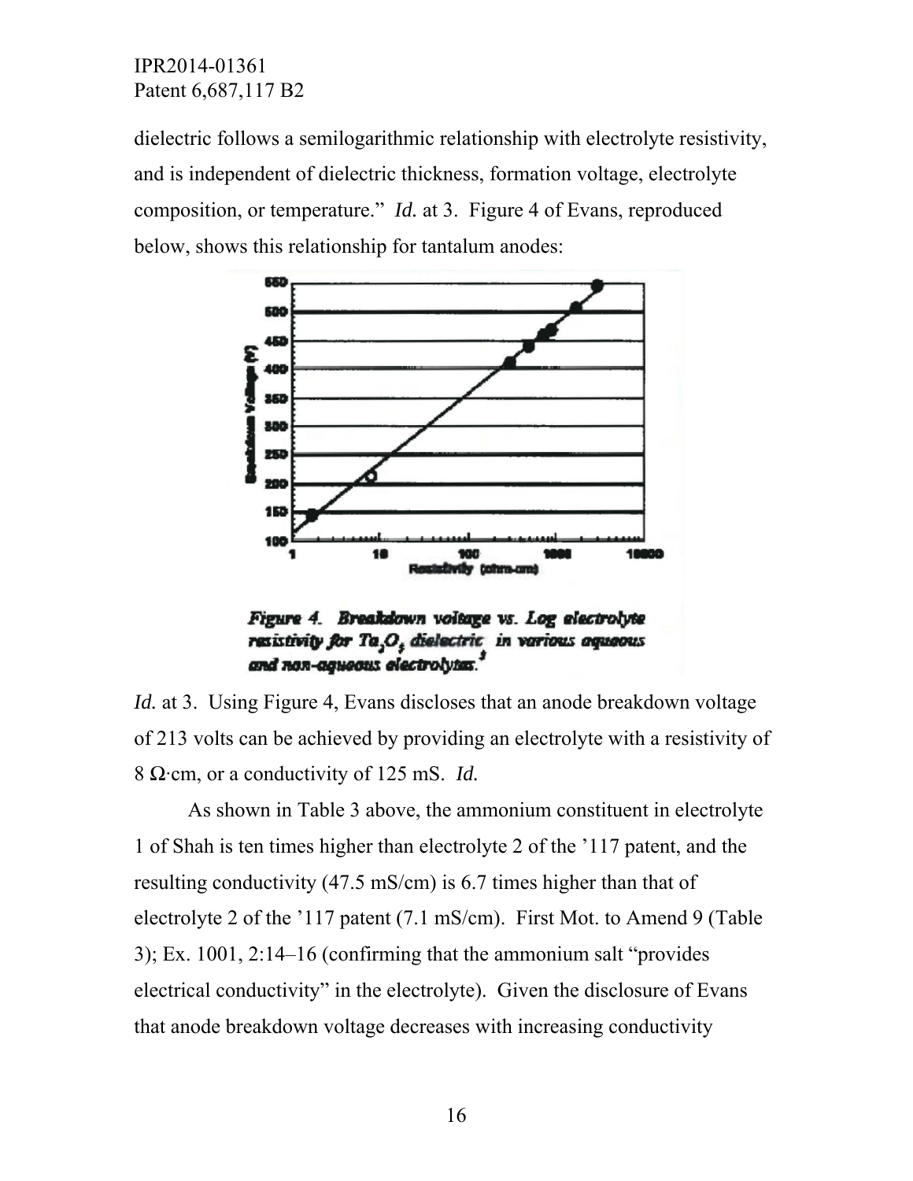dielectric follows a semilogarithmic relationship with electrolyte resistivity, and is independent of dielectric thickness, formation voltage, electrolyte composition, or temperature." *Id.* at 3. Figure 4 of Evans, reproduced below, shows this relationship for tantalum anodes:

*Figure 4. Breakdown voltage vs. Log electrolyte resistivity for $Ta_2O_5$ dielectric in various aqueous and non-aqueous electrolytes.[3]*

*Id.* at 3. Using Figure 4, Evans discloses that an anode breakdown voltage of 213 volts can be achieved by providing an electrolyte with a resistivity of 8 Ω·cm, or a conductivity of 125 mS. *Id.*

As shown in Table 3 above, the ammonium constituent in electrolyte 1 of Shah is ten times higher than electrolyte 2 of the '117 patent, and the resulting conductivity (47.5 mS/cm) is 6.7 times higher than that of electrolyte 2 of the '117 patent (7.1 mS/cm). First Mot. to Amend 9 (Table 3); Ex. 1001, 2:14–16 (confirming that the ammonium salt "provides electrical conductivity" in the electrolyte). Given the disclosure of Evans that anode breakdown voltage decreases with increasing conductivity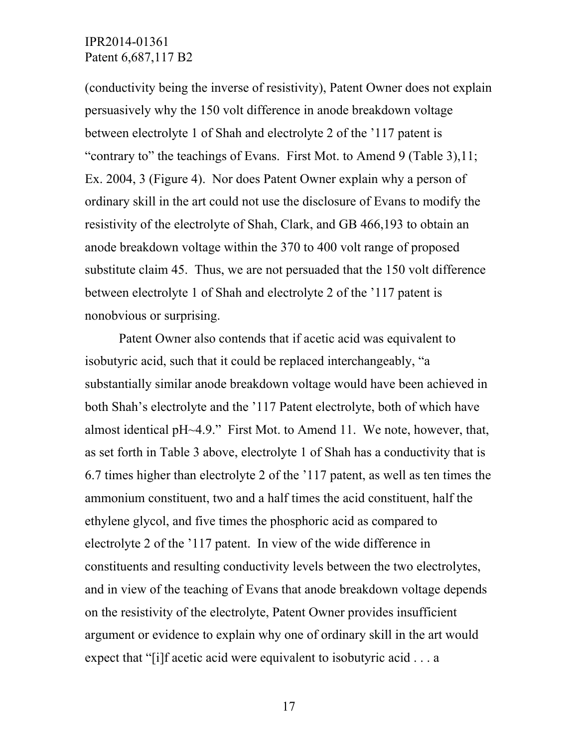(conductivity being the inverse of resistivity), Patent Owner does not explain persuasively why the 150 volt difference in anode breakdown voltage between electrolyte 1 of Shah and electrolyte 2 of the '117 patent is "contrary to" the teachings of Evans. First Mot. to Amend 9 (Table 3),11; Ex. 2004, 3 (Figure 4). Nor does Patent Owner explain why a person of ordinary skill in the art could not use the disclosure of Evans to modify the resistivity of the electrolyte of Shah, Clark, and GB 466,193 to obtain an anode breakdown voltage within the 370 to 400 volt range of proposed substitute claim 45. Thus, we are not persuaded that the 150 volt difference between electrolyte 1 of Shah and electrolyte 2 of the '117 patent is nonobvious or surprising.

Patent Owner also contends that if acetic acid was equivalent to isobutyric acid, such that it could be replaced interchangeably, "a substantially similar anode breakdown voltage would have been achieved in both Shah's electrolyte and the '117 Patent electrolyte, both of which have almost identical pH~4.9." First Mot. to Amend 11. We note, however, that, as set forth in Table 3 above, electrolyte 1 of Shah has a conductivity that is 6.7 times higher than electrolyte 2 of the '117 patent, as well as ten times the ammonium constituent, two and a half times the acid constituent, half the ethylene glycol, and five times the phosphoric acid as compared to electrolyte 2 of the '117 patent. In view of the wide difference in constituents and resulting conductivity levels between the two electrolytes, and in view of the teaching of Evans that anode breakdown voltage depends on the resistivity of the electrolyte, Patent Owner provides insufficient argument or evidence to explain why one of ordinary skill in the art would expect that "[i]f acetic acid were equivalent to isobutyric acid . . . a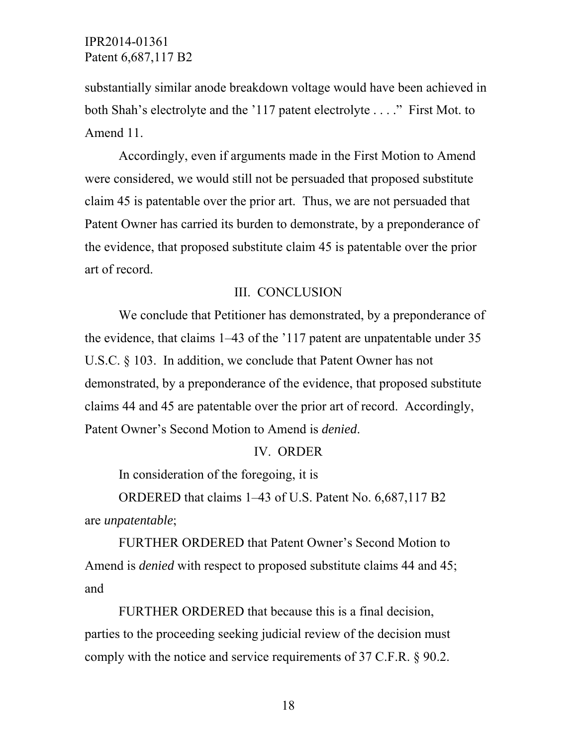substantially similar anode breakdown voltage would have been achieved in both Shah's electrolyte and the '117 patent electrolyte . . . ." First Mot. to Amend 11.

Accordingly, even if arguments made in the First Motion to Amend were considered, we would still not be persuaded that proposed substitute claim 45 is patentable over the prior art. Thus, we are not persuaded that Patent Owner has carried its burden to demonstrate, by a preponderance of the evidence, that proposed substitute claim 45 is patentable over the prior art of record.

## III. CONCLUSION

We conclude that Petitioner has demonstrated, by a preponderance of the evidence, that claims 1–43 of the '117 patent are unpatentable under 35 U.S.C. § 103. In addition, we conclude that Patent Owner has not demonstrated, by a preponderance of the evidence, that proposed substitute claims 44 and 45 are patentable over the prior art of record. Accordingly, Patent Owner's Second Motion to Amend is *denied*.

## IV. ORDER

In consideration of the foregoing, it is

ORDERED that claims 1–43 of U.S. Patent No. 6,687,117 B2 are *unpatentable*;

FURTHER ORDERED that Patent Owner's Second Motion to Amend is *denied* with respect to proposed substitute claims 44 and 45; and

FURTHER ORDERED that because this is a final decision, parties to the proceeding seeking judicial review of the decision must comply with the notice and service requirements of 37 C.F.R. § 90.2.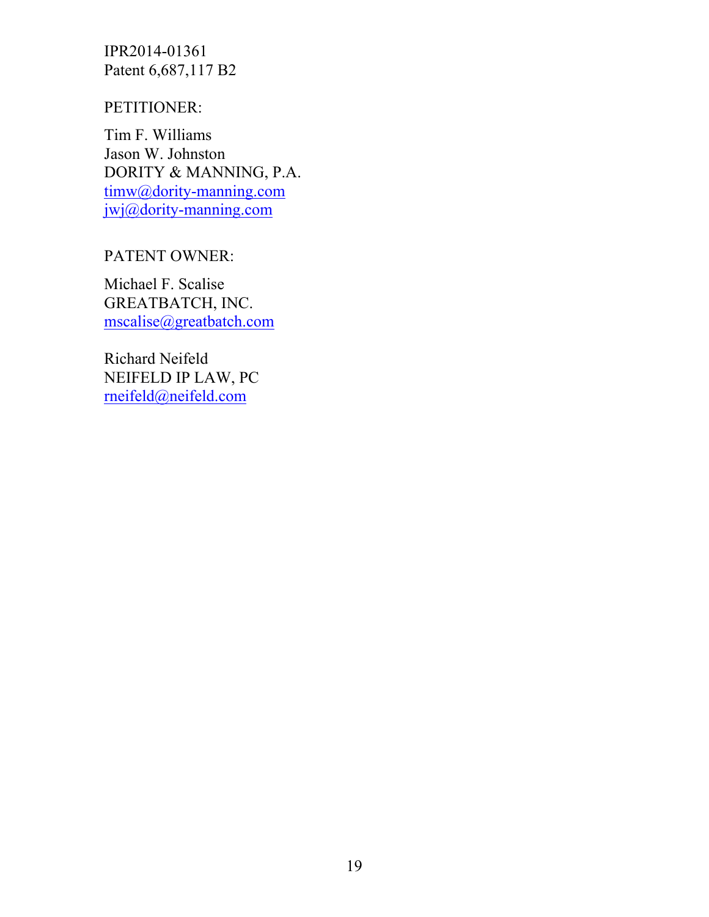PETITIONER:

Tim F. Williams  
Jason W. Johnston  
DORITY & MANNING, P.A.  
timw@dority-manning.com  
jwj@dority-manning.com

PATENT OWNER:

Michael F. Scalise  
GREATBATCH, INC.  
mscalise@greatbatch.com

Richard Neifeld  
NEIFELD IP LAW, PC  
rneifeld@neifeld.com